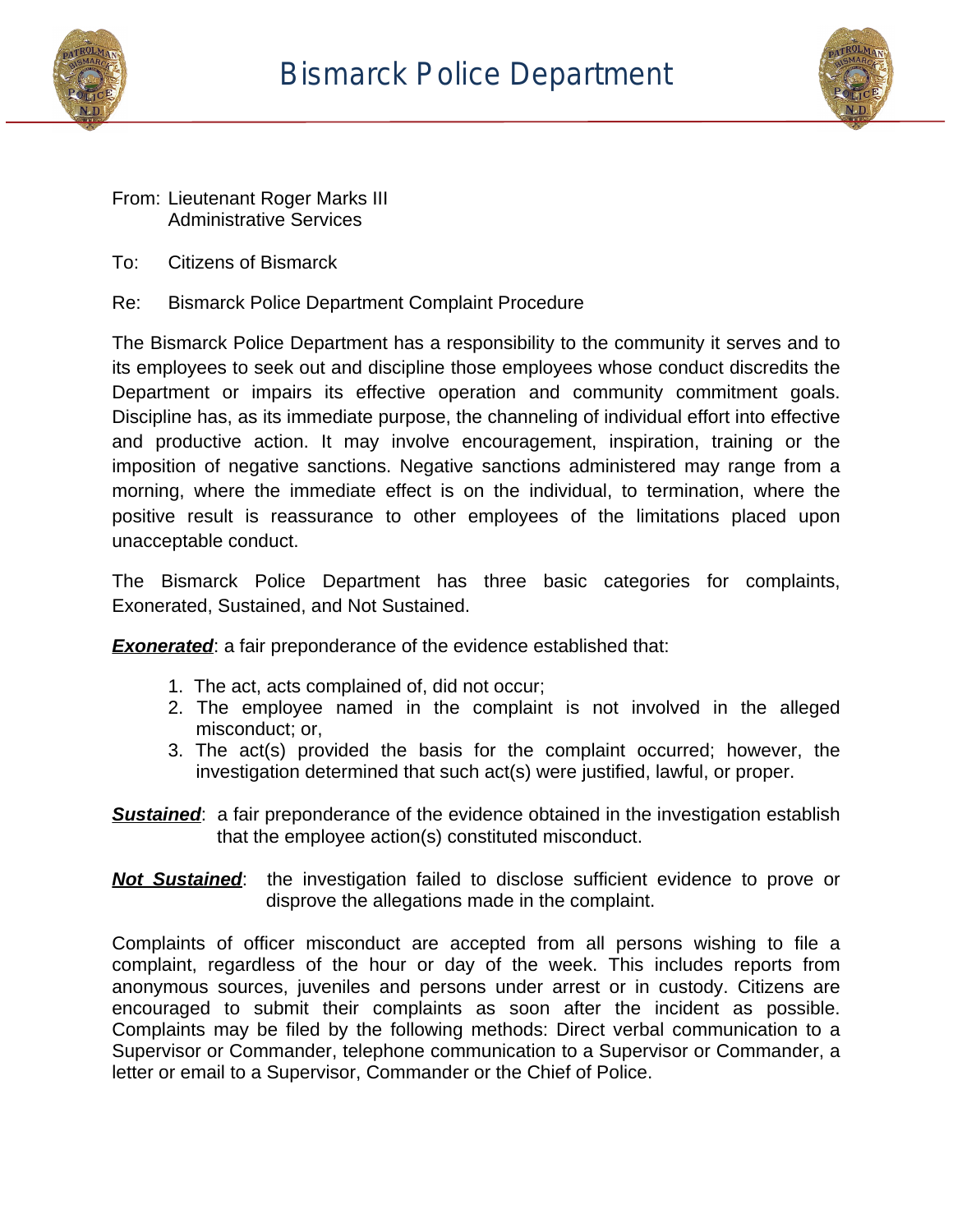# Bismarck Police Department

From: Lieutenant Roger Marks III
Administrative Services

To: Citizens of Bismarck

Re: Bismarck Police Department Complaint Procedure

The Bismarck Police Department has a responsibility to the community it serves and to its employees to seek out and discipline those employees whose conduct discredits the Department or impairs its effective operation and community commitment goals. Discipline has, as its immediate purpose, the channeling of individual effort into effective and productive action. It may involve encouragement, inspiration, training or the imposition of negative sanctions. Negative sanctions administered may range from a morning, where the immediate effect is on the individual, to termination, where the positive result is reassurance to other employees of the limitations placed upon unacceptable conduct.

The Bismarck Police Department has three basic categories for complaints, Exonerated, Sustained, and Not Sustained.

***Exonerated***: a fair preponderance of the evidence established that:

1. The act, acts complained of, did not occur;
2. The employee named in the complaint is not involved in the alleged misconduct; or,
3. The act(s) provided the basis for the complaint occurred; however, the investigation determined that such act(s) were justified, lawful, or proper.

***Sustained***: a fair preponderance of the evidence obtained in the investigation establish that the employee action(s) constituted misconduct.

***Not Sustained***: the investigation failed to disclose sufficient evidence to prove or disprove the allegations made in the complaint.

Complaints of officer misconduct are accepted from all persons wishing to file a complaint, regardless of the hour or day of the week. This includes reports from anonymous sources, juveniles and persons under arrest or in custody. Citizens are encouraged to submit their complaints as soon after the incident as possible. Complaints may be filed by the following methods: Direct verbal communication to a Supervisor or Commander, telephone communication to a Supervisor or Commander, a letter or email to a Supervisor, Commander or the Chief of Police.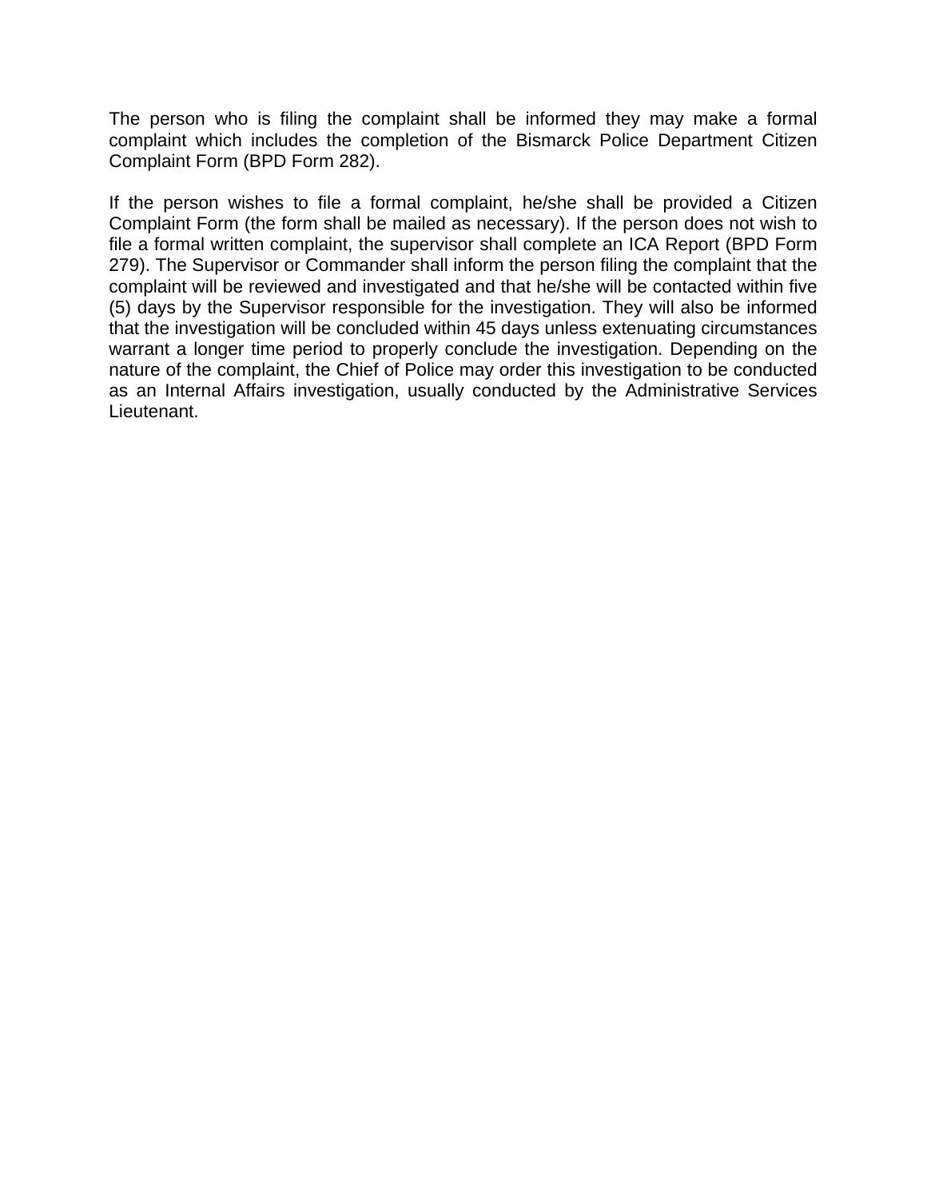The person who is filing the complaint shall be informed they may make a formal complaint which includes the completion of the Bismarck Police Department Citizen Complaint Form (BPD Form 282).

If the person wishes to file a formal complaint, he/she shall be provided a Citizen Complaint Form (the form shall be mailed as necessary). If the person does not wish to file a formal written complaint, the supervisor shall complete an ICA Report (BPD Form 279). The Supervisor or Commander shall inform the person filing the complaint that the complaint will be reviewed and investigated and that he/she will be contacted within five (5) days by the Supervisor responsible for the investigation. They will also be informed that the investigation will be concluded within 45 days unless extenuating circumstances warrant a longer time period to properly conclude the investigation. Depending on the nature of the complaint, the Chief of Police may order this investigation to be conducted as an Internal Affairs investigation, usually conducted by the Administrative Services Lieutenant.